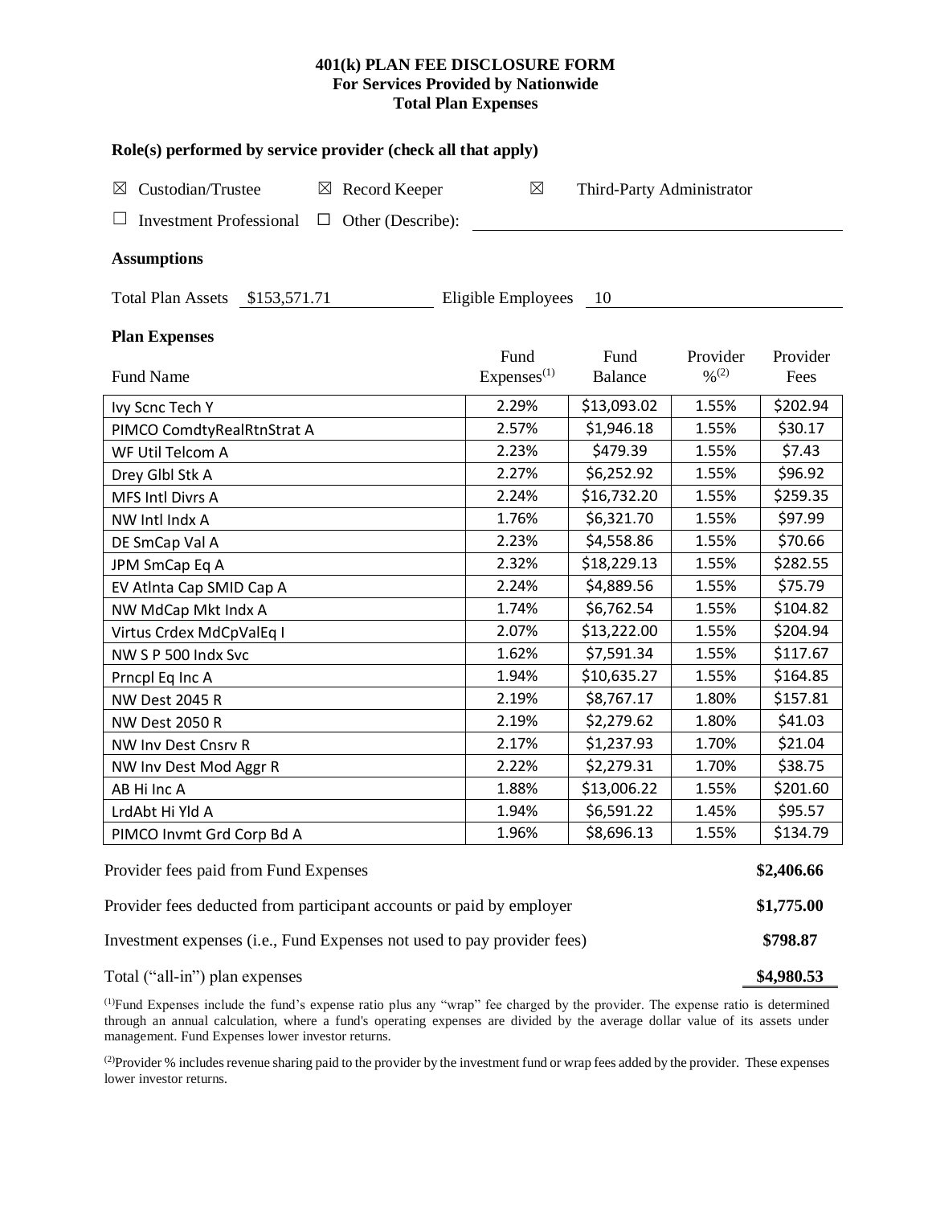**401(k) PLAN FEE DISCLOSURE FORM**
**For Services Provided by Nationwide**
**Total Plan Expenses**

**Role(s) performed by service provider (check all that apply)**

☒ Custodian/Trustee ☒ Record Keeper ☒ Third-Party Administrator

☐ Investment Professional ☐ Other (Describe): \_\_\_\_\_\_\_\_\_\_

**Assumptions**

Total Plan Assets $153,571.71 Eligible Employees 10

**Plan Expenses**

| Fund Name | Fund Expenses[(1)] | Fund Balance | Provider %[(2)] | Provider Fees |
|---|---|---|---|---|
| Ivy Scnc Tech Y | 2.29% | $13,093.02 | 1.55% | $202.94 |
| PIMCO ComdtyRealRtnStrat A | 2.57% | $1,946.18 | 1.55% | $30.17 |
| WF Util Telcom A | 2.23% | $479.39 | 1.55% | $7.43 |
| Drey Glbl Stk A | 2.27% | $6,252.92 | 1.55% | $96.92 |
| MFS Intl Divrs A | 2.24% | $16,732.20 | 1.55% | $259.35 |
| NW Intl Indx A | 1.76% | $6,321.70 | 1.55% | $97.99 |
| DE SmCap Val A | 2.23% | $4,558.86 | 1.55% | $70.66 |
| JPM SmCap Eq A | 2.32% | $18,229.13 | 1.55% | $282.55 |
| EV Atlnta Cap SMID Cap A | 2.24% | $4,889.56 | 1.55% | $75.79 |
| NW MdCap Mkt Indx A | 1.74% | $6,762.54 | 1.55% | $104.82 |
| Virtus Crdex MdCpValEq I | 2.07% | $13,222.00 | 1.55% | $204.94 |
| NW S P 500 Indx Svc | 1.62% | $7,591.34 | 1.55% | $117.67 |
| Prncpl Eq Inc A | 1.94% | $10,635.27 | 1.55% | $164.85 |
| NW Dest 2045 R | 2.19% | $8,767.17 | 1.80% | $157.81 |
| NW Dest 2050 R | 2.19% | $2,279.62 | 1.80% | $41.03 |
| NW Inv Dest Cnsrv R | 2.17% | $1,237.93 | 1.70% | $21.04 |
| NW Inv Dest Mod Aggr R | 2.22% | $2,279.31 | 1.70% | $38.75 |
| AB Hi Inc A | 1.88% | $13,006.22 | 1.55% | $201.60 |
| LrdAbt Hi Yld A | 1.94% | $6,591.22 | 1.45% | $95.57 |
| PIMCO Invmt Grd Corp Bd A | 1.96% | $8,696.13 | 1.55% | $134.79 |

| | |
|---|---|
| Provider fees paid from Fund Expenses | **$2,406.66** |
| Provider fees deducted from participant accounts or paid by employer | **$1,775.00** |
| Investment expenses (i.e., Fund Expenses not used to pay provider fees) | **$798.87** |
| Total ("all-in") plan expenses | **$4,980.53** |

[(1)]Fund Expenses include the fund's expense ratio plus any "wrap" fee charged by the provider. The expense ratio is determined through an annual calculation, where a fund's operating expenses are divided by the average dollar value of its assets under management. Fund Expenses lower investor returns.

[(2)]Provider % includes revenue sharing paid to the provider by the investment fund or wrap fees added by the provider. These expenses lower investor returns.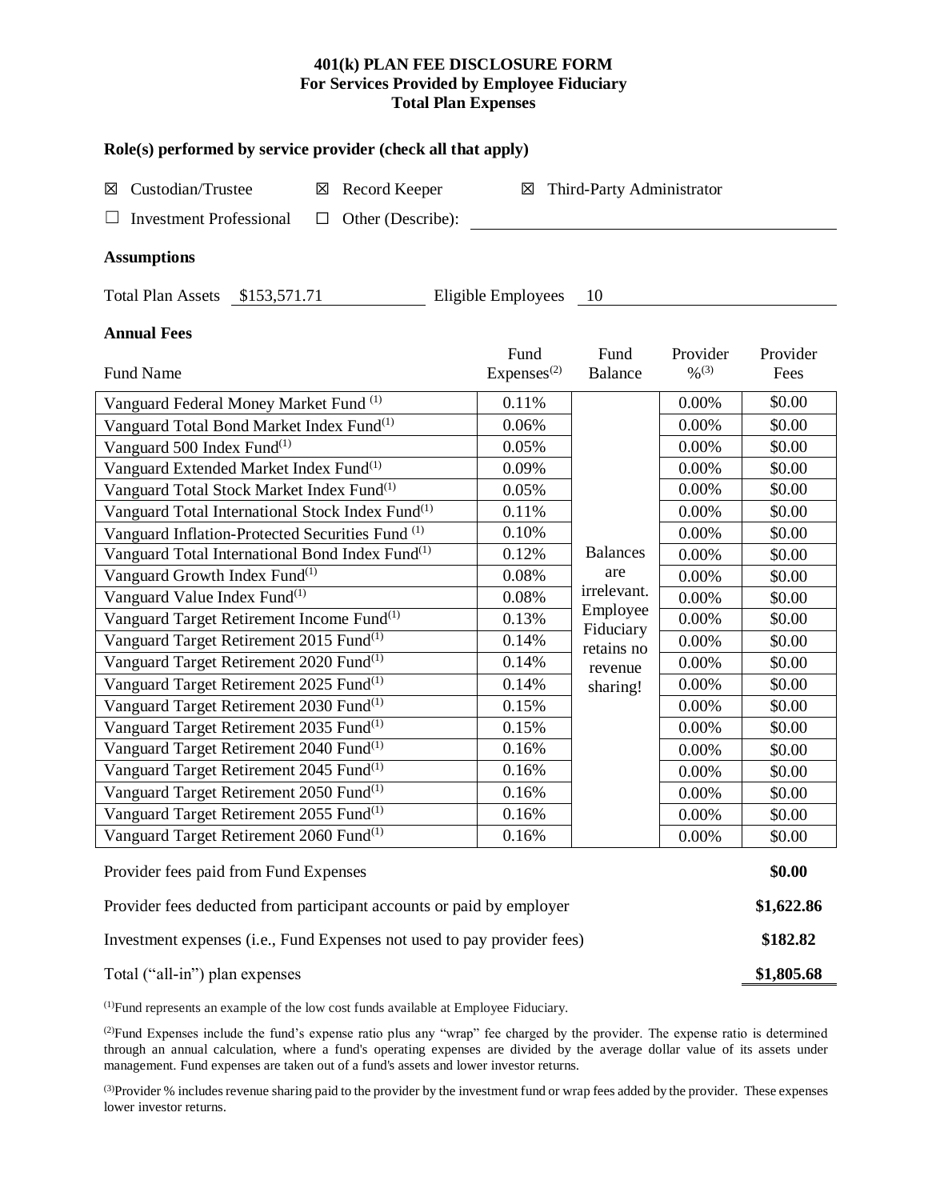**401(k) PLAN FEE DISCLOSURE FORM**
**For Services Provided by Employee Fiduciary**
**Total Plan Expenses**

### Role(s) performed by service provider (check all that apply)

☒ Custodian/Trustee ☒ Record Keeper ☒ Third-Party Administrator

☐ Investment Professional ☐ Other (Describe): \_\_\_\_\_\_\_\_\_\_

### Assumptions

Total Plan Assets $153,571.71 Eligible Employees 10

### Annual Fees

| Fund Name | Fund Expenses[2] | Fund Balance | Provider %[3] | Provider Fees |
|---|---|---|---|---|
| Vanguard Federal Money Market Fund [1] | 0.11% | Balances are irrelevant. Employee Fiduciary retains no revenue sharing! | 0.00% | $0.00 |
| Vanguard Total Bond Market Index Fund[1] | 0.06% | | 0.00% | $0.00 |
| Vanguard 500 Index Fund[1] | 0.05% | | 0.00% | $0.00 |
| Vanguard Extended Market Index Fund[1] | 0.09% | | 0.00% | $0.00 |
| Vanguard Total Stock Market Index Fund[1] | 0.05% | | 0.00% | $0.00 |
| Vanguard Total International Stock Index Fund[1] | 0.11% | | 0.00% | $0.00 |
| Vanguard Inflation-Protected Securities Fund [1] | 0.10% | | 0.00% | $0.00 |
| Vanguard Total International Bond Index Fund[1] | 0.12% | | 0.00% | $0.00 |
| Vanguard Growth Index Fund[1] | 0.08% | | 0.00% | $0.00 |
| Vanguard Value Index Fund[1] | 0.08% | | 0.00% | $0.00 |
| Vanguard Target Retirement Income Fund[1] | 0.13% | | 0.00% | $0.00 |
| Vanguard Target Retirement 2015 Fund[1] | 0.14% | | 0.00% | $0.00 |
| Vanguard Target Retirement 2020 Fund[1] | 0.14% | | 0.00% | $0.00 |
| Vanguard Target Retirement 2025 Fund[1] | 0.14% | | 0.00% | $0.00 |
| Vanguard Target Retirement 2030 Fund[1] | 0.15% | | 0.00% | $0.00 |
| Vanguard Target Retirement 2035 Fund[1] | 0.15% | | 0.00% | $0.00 |
| Vanguard Target Retirement 2040 Fund[1] | 0.16% | | 0.00% | $0.00 |
| Vanguard Target Retirement 2045 Fund[1] | 0.16% | | 0.00% | $0.00 |
| Vanguard Target Retirement 2050 Fund[1] | 0.16% | | 0.00% | $0.00 |
| Vanguard Target Retirement 2055 Fund[1] | 0.16% | | 0.00% | $0.00 |
| Vanguard Target Retirement 2060 Fund[1] | 0.16% | | 0.00% | $0.00 |

| | |
|---|---|
| Provider fees paid from Fund Expenses | **$0.00** |
| Provider fees deducted from participant accounts or paid by employer | **$1,622.86** |
| Investment expenses (i.e., Fund Expenses not used to pay provider fees) | **$182.82** |
| Total ("all-in") plan expenses | **$1,805.68** |

[1]Fund represents an example of the low cost funds available at Employee Fiduciary.

[2]Fund Expenses include the fund's expense ratio plus any "wrap" fee charged by the provider. The expense ratio is determined through an annual calculation, where a fund's operating expenses are divided by the average dollar value of its assets under management. Fund expenses are taken out of a fund's assets and lower investor returns.

[3]Provider % includes revenue sharing paid to the provider by the investment fund or wrap fees added by the provider. These expenses lower investor returns.